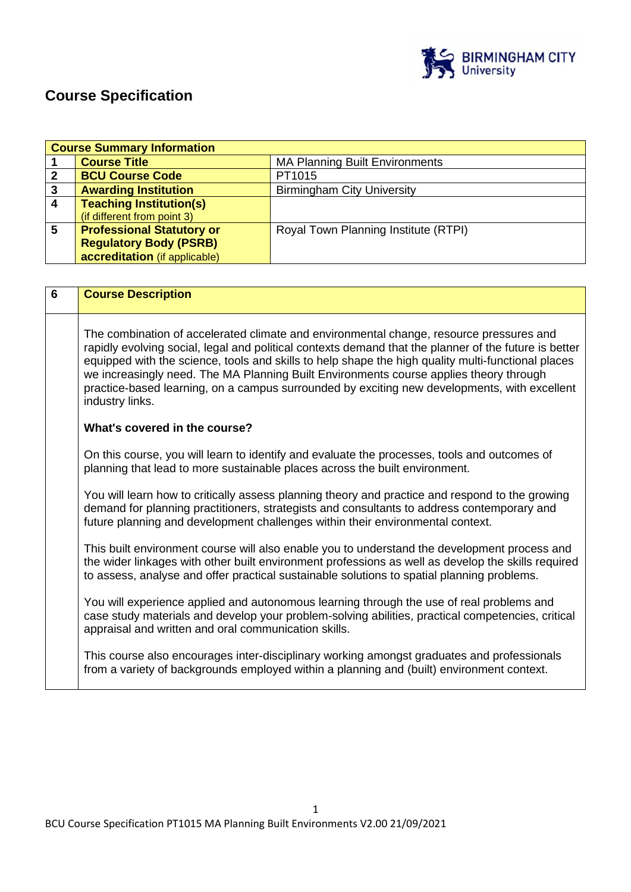# Course Specification

| Course Summary Information | | |
|---|---|---|
| 1 | **Course Title** | MA Planning Built Environments |
| 2 | **BCU Course Code** | PT1015 |
| 3 | **Awarding Institution** | Birmingham City University |
| 4 | **Teaching Institution(s)** (if different from point 3) | |
| 5 | **Professional Statutory or Regulatory Body (PSRB) accreditation** (if applicable) | Royal Town Planning Institute (RTPI) |

| 6 | **Course Description** |
|---|---|
| | The combination of accelerated climate and environmental change, resource pressures and rapidly evolving social, legal and political contexts demand that the planner of the future is better equipped with the science, tools and skills to help shape the high quality multi-functional places we increasingly need. The MA Planning Built Environments course applies theory through practice-based learning, on a campus surrounded by exciting new developments, with excellent industry links.<br><br>**What's covered in the course?**<br><br>On this course, you will learn to identify and evaluate the processes, tools and outcomes of planning that lead to more sustainable places across the built environment.<br><br>You will learn how to critically assess planning theory and practice and respond to the growing demand for planning practitioners, strategists and consultants to address contemporary and future planning and development challenges within their environmental context.<br><br>This built environment course will also enable you to understand the development process and the wider linkages with other built environment professions as well as develop the skills required to assess, analyse and offer practical sustainable solutions to spatial planning problems.<br><br>You will experience applied and autonomous learning through the use of real problems and case study materials and develop your problem-solving abilities, practical competencies, critical appraisal and written and oral communication skills.<br><br>This course also encourages inter-disciplinary working amongst graduates and professionals from a variety of backgrounds employed within a planning and (built) environment context. |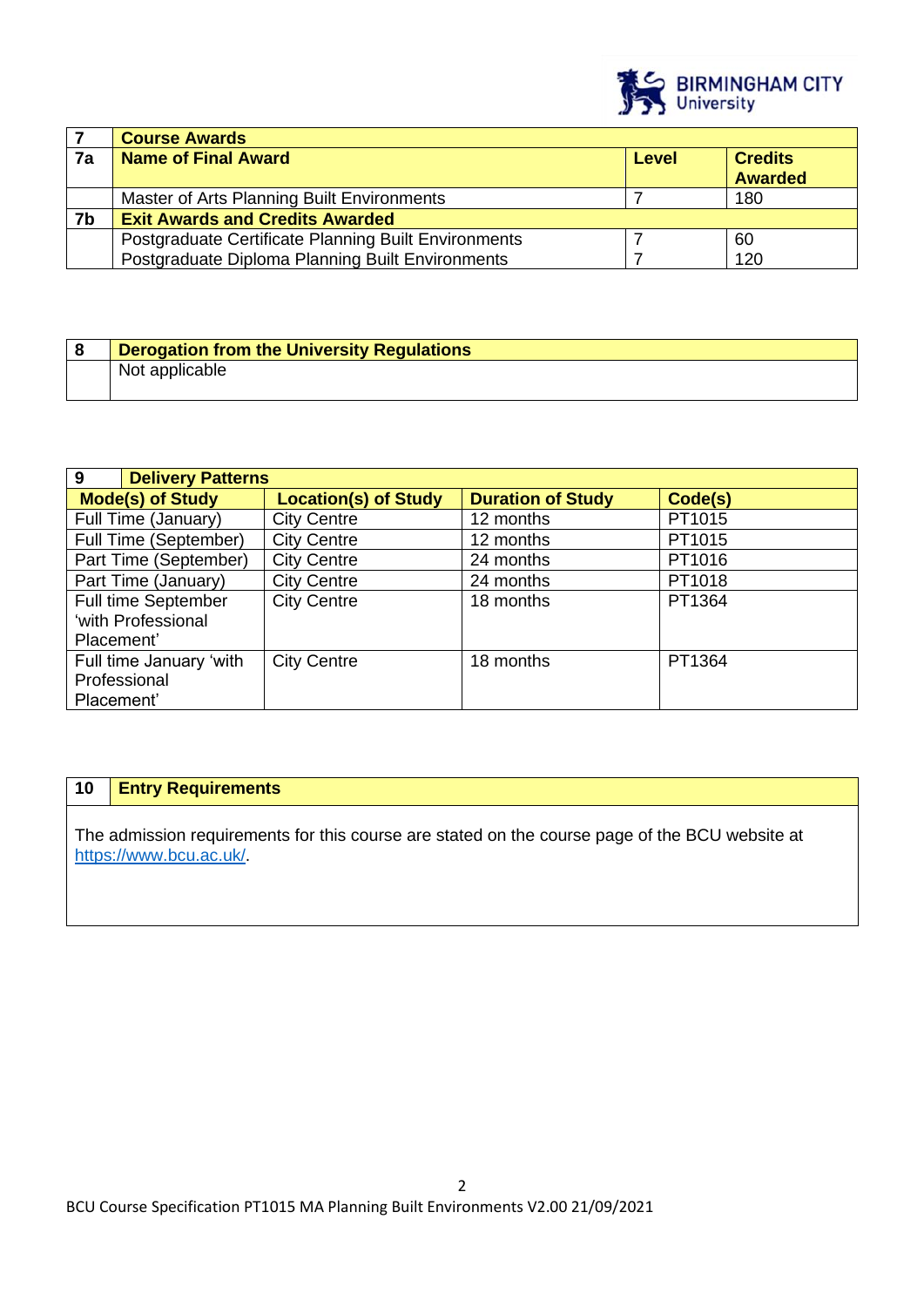| 7 | Course Awards | | |
|---|---|---|---|
| **7a** | **Name of Final Award** | **Level** | **Credits Awarded** |
| | Master of Arts Planning Built Environments | 7 | 180 |
| **7b** | **Exit Awards and Credits Awarded** | | |
| | Postgraduate Certificate Planning Built Environments | 7 | 60 |
| | Postgraduate Diploma Planning Built Environments | 7 | 120 |

| 8 | Derogation from the University Regulations |
|---|---|
| | Not applicable |

| 9 Delivery Patterns | | | |
|---|---|---|---|
| **Mode(s) of Study** | **Location(s) of Study** | **Duration of Study** | **Code(s)** |
| Full Time (January) | City Centre | 12 months | PT1015 |
| Full Time (September) | City Centre | 12 months | PT1015 |
| Part Time (September) | City Centre | 24 months | PT1016 |
| Part Time (January) | City Centre | 24 months | PT1018 |
| Full time September 'with Professional Placement' | City Centre | 18 months | PT1364 |
| Full time January 'with Professional Placement' | City Centre | 18 months | PT1364 |

| 10 | Entry Requirements |
|---|---|

The admission requirements for this course are stated on the course page of the BCU website at https://www.bcu.ac.uk/.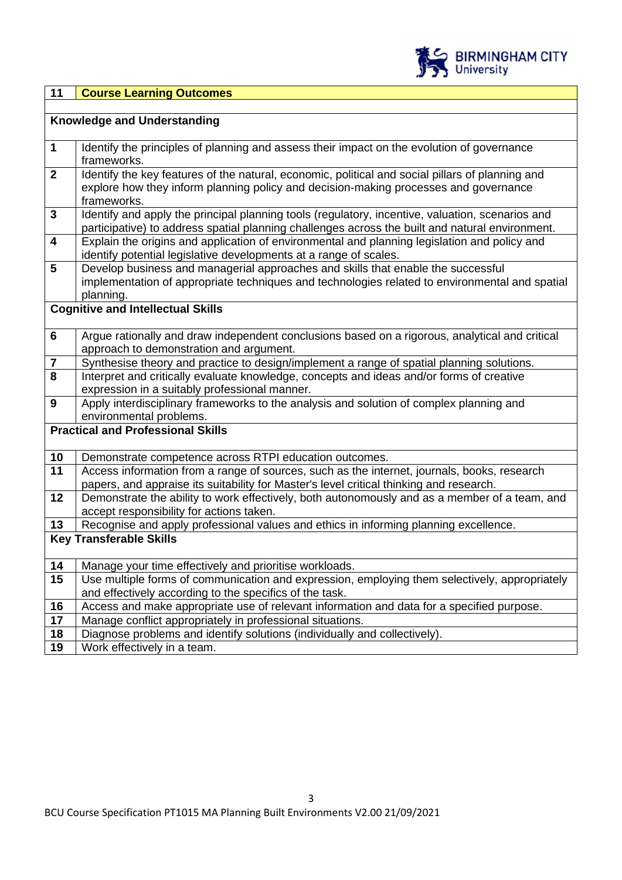| 11 | Course Learning Outcomes |
|---|---|
| **Knowledge and Understanding** | |
| 1 | Identify the principles of planning and assess their impact on the evolution of governance frameworks. |
| 2 | Identify the key features of the natural, economic, political and social pillars of planning and explore how they inform planning policy and decision-making processes and governance frameworks. |
| 3 | Identify and apply the principal planning tools (regulatory, incentive, valuation, scenarios and participative) to address spatial planning challenges across the built and natural environment. |
| 4 | Explain the origins and application of environmental and planning legislation and policy and identify potential legislative developments at a range of scales. |
| 5 | Develop business and managerial approaches and skills that enable the successful implementation of appropriate techniques and technologies related to environmental and spatial planning. |
| **Cognitive and Intellectual Skills** | |
| 6 | Argue rationally and draw independent conclusions based on a rigorous, analytical and critical approach to demonstration and argument. |
| 7 | Synthesise theory and practice to design/implement a range of spatial planning solutions. |
| 8 | Interpret and critically evaluate knowledge, concepts and ideas and/or forms of creative expression in a suitably professional manner. |
| 9 | Apply interdisciplinary frameworks to the analysis and solution of complex planning and environmental problems. |
| **Practical and Professional Skills** | |
| 10 | Demonstrate competence across RTPI education outcomes. |
| 11 | Access information from a range of sources, such as the internet, journals, books, research papers, and appraise its suitability for Master's level critical thinking and research. |
| 12 | Demonstrate the ability to work effectively, both autonomously and as a member of a team, and accept responsibility for actions taken. |
| 13 | Recognise and apply professional values and ethics in informing planning excellence. |
| **Key Transferable Skills** | |
| 14 | Manage your time effectively and prioritise workloads. |
| 15 | Use multiple forms of communication and expression, employing them selectively, appropriately and effectively according to the specifics of the task. |
| 16 | Access and make appropriate use of relevant information and data for a specified purpose. |
| 17 | Manage conflict appropriately in professional situations. |
| 18 | Diagnose problems and identify solutions (individually and collectively). |
| 19 | Work effectively in a team. |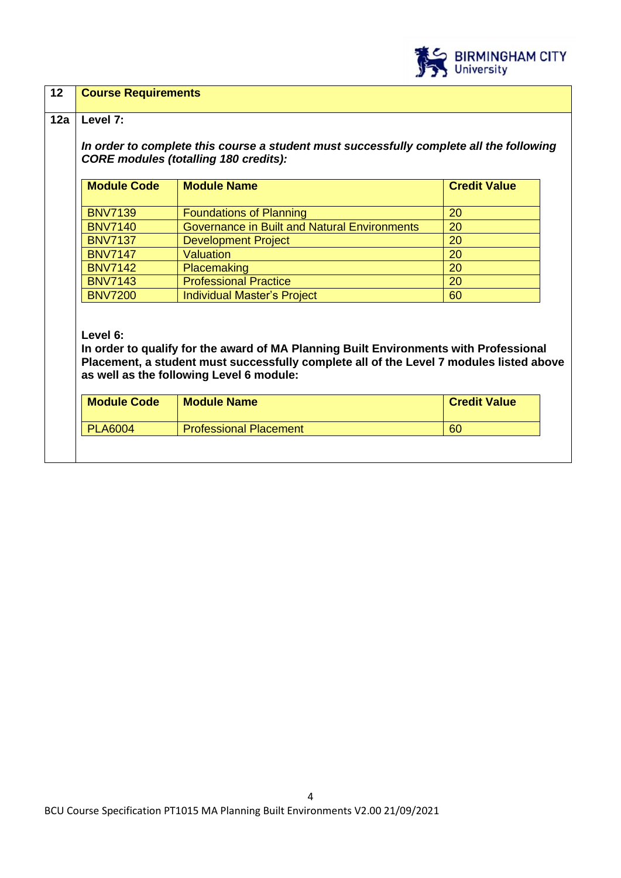| 12 | **Course Requirements** |
|---|---|

**12a Level 7:**

***In order to complete this course a student must successfully complete all the following CORE modules (totalling 180 credits):***

| Module Code | Module Name | Credit Value |
|---|---|---|
| BNV7139 | Foundations of Planning | 20 |
| BNV7140 | Governance in Built and Natural Environments | 20 |
| BNV7137 | Development Project | 20 |
| BNV7147 | Valuation | 20 |
| BNV7142 | Placemaking | 20 |
| BNV7143 | Professional Practice | 20 |
| BNV7200 | Individual Master's Project | 60 |

**Level 6:**

**In order to qualify for the award of MA Planning Built Environments with Professional Placement, a student must successfully complete all of the Level 7 modules listed above as well as the following Level 6 module:**

| Module Code | Module Name | Credit Value |
|---|---|---|
| PLA6004 | Professional Placement | 60 |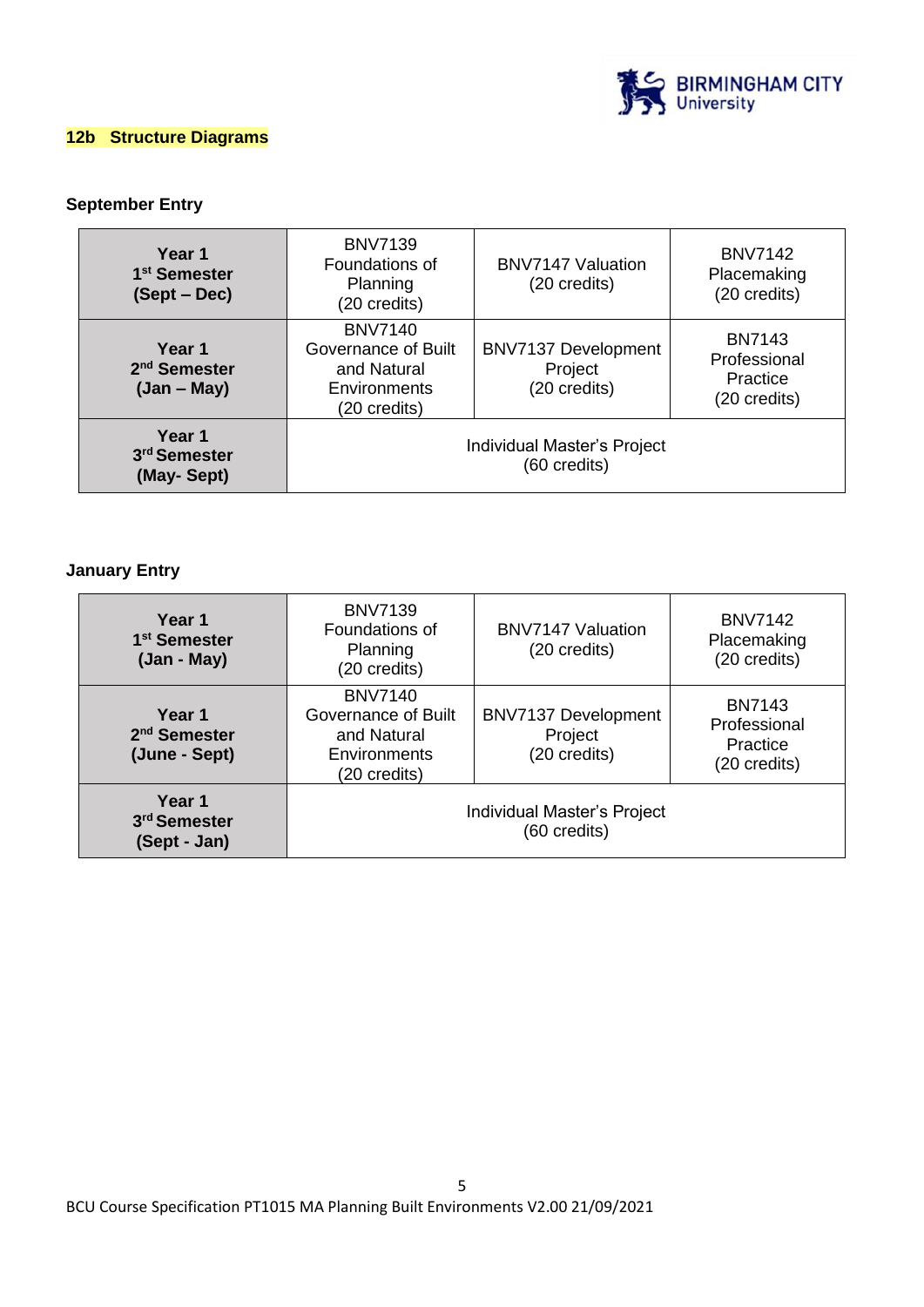## 12b Structure Diagrams

**September Entry**

| | | | |
|---|---|---|---|
| **Year 1 1st Semester (Sept – Dec)** | BNV7139 Foundations of Planning (20 credits) | BNV7147 Valuation (20 credits) | BNV7142 Placemaking (20 credits) |
| **Year 1 2nd Semester (Jan – May)** | BNV7140 Governance of Built and Natural Environments (20 credits) | BNV7137 Development Project (20 credits) | BN7143 Professional Practice (20 credits) |
| **Year 1 3rd Semester (May- Sept)** | Individual Master's Project (60 credits) | | |

**January Entry**

| | | | |
|---|---|---|---|
| **Year 1 1st Semester (Jan - May)** | BNV7139 Foundations of Planning (20 credits) | BNV7147 Valuation (20 credits) | BNV7142 Placemaking (20 credits) |
| **Year 1 2nd Semester (June - Sept)** | BNV7140 Governance of Built and Natural Environments (20 credits) | BNV7137 Development Project (20 credits) | BN7143 Professional Practice (20 credits) |
| **Year 1 3rd Semester (Sept - Jan)** | Individual Master's Project (60 credits) | | |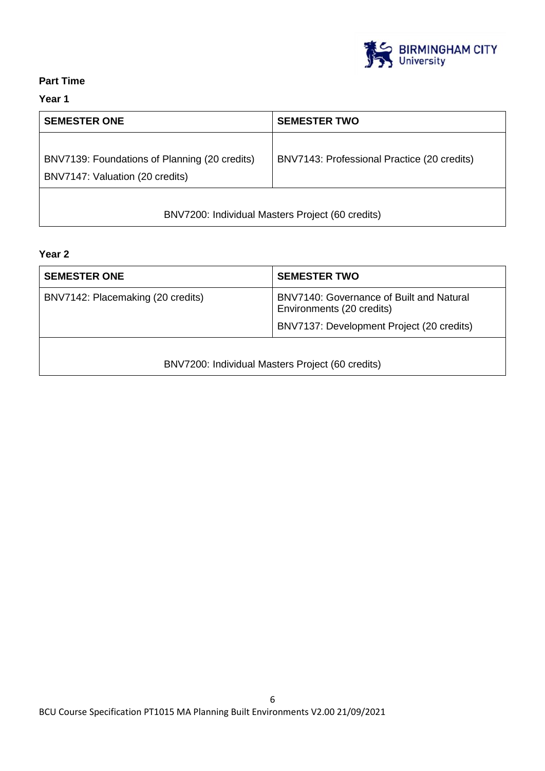**Part Time**

**Year 1**

| SEMESTER ONE | SEMESTER TWO |
|---|---|
| BNV7139: Foundations of Planning (20 credits)<br>BNV7147: Valuation (20 credits) | BNV7143: Professional Practice (20 credits) |
| BNV7200: Individual Masters Project (60 credits) | |

**Year 2**

| SEMESTER ONE | SEMESTER TWO |
|---|---|
| BNV7142: Placemaking (20 credits) | BNV7140: Governance of Built and Natural Environments (20 credits)<br>BNV7137: Development Project (20 credits) |
| BNV7200: Individual Masters Project (60 credits) | |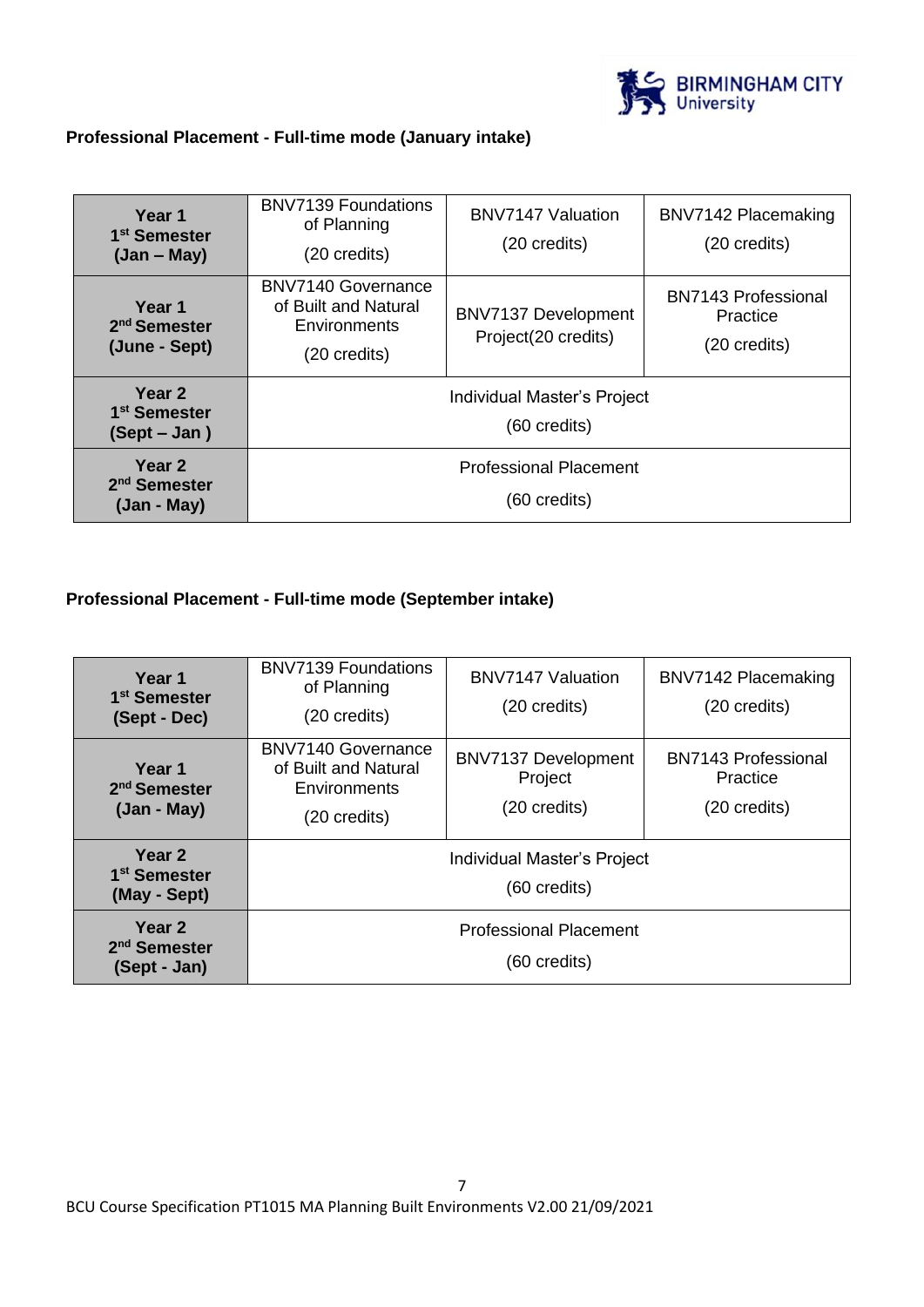**Professional Placement - Full-time mode (January intake)**

| | | | |
|---|---|---|---|
| **Year 1 1st Semester (Jan – May)** | BNV7139 Foundations of Planning (20 credits) | BNV7147 Valuation (20 credits) | BNV7142 Placemaking (20 credits) |
| **Year 1 2nd Semester (June - Sept)** | BNV7140 Governance of Built and Natural Environments (20 credits) | BNV7137 Development Project(20 credits) | BN7143 Professional Practice (20 credits) |
| **Year 2 1st Semester (Sept – Jan )** | Individual Master's Project (60 credits) | | |
| **Year 2 2nd Semester (Jan - May)** | Professional Placement (60 credits) | | |

**Professional Placement - Full-time mode (September intake)**

| | | | |
|---|---|---|---|
| **Year 1 1st Semester (Sept - Dec)** | BNV7139 Foundations of Planning (20 credits) | BNV7147 Valuation (20 credits) | BNV7142 Placemaking (20 credits) |
| **Year 1 2nd Semester (Jan - May)** | BNV7140 Governance of Built and Natural Environments (20 credits) | BNV7137 Development Project (20 credits) | BN7143 Professional Practice (20 credits) |
| **Year 2 1st Semester (May - Sept)** | Individual Master's Project (60 credits) | | |
| **Year 2 2nd Semester (Sept - Jan)** | Professional Placement (60 credits) | | |

BCU Course Specification PT1015 MA Planning Built Environments V2.00 21/09/2021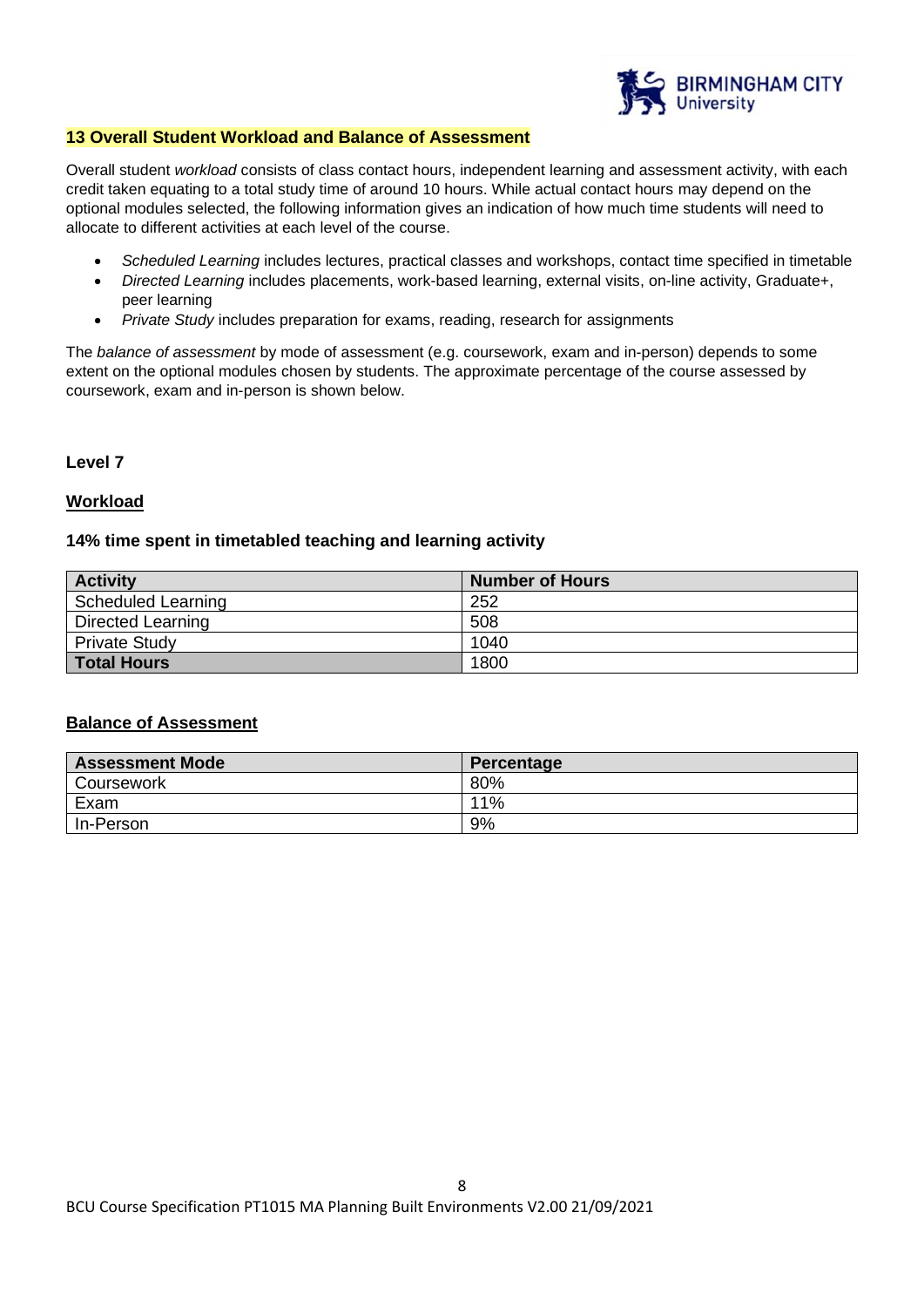## 13 Overall Student Workload and Balance of Assessment

Overall student *workload* consists of class contact hours, independent learning and assessment activity, with each credit taken equating to a total study time of around 10 hours. While actual contact hours may depend on the optional modules selected, the following information gives an indication of how much time students will need to allocate to different activities at each level of the course.

- *Scheduled Learning* includes lectures, practical classes and workshops, contact time specified in timetable
- *Directed Learning* includes placements, work-based learning, external visits, on-line activity, Graduate+, peer learning
- *Private Study* includes preparation for exams, reading, research for assignments

The *balance of assessment* by mode of assessment (e.g. coursework, exam and in-person) depends to some extent on the optional modules chosen by students. The approximate percentage of the course assessed by coursework, exam and in-person is shown below.

### Level 7

#### Workload

**14% time spent in timetabled teaching and learning activity**

| Activity | Number of Hours |
|---|---|
| Scheduled Learning | 252 |
| Directed Learning | 508 |
| Private Study | 1040 |
| **Total Hours** | 1800 |

#### Balance of Assessment

| Assessment Mode | Percentage |
|---|---|
| Coursework | 80% |
| Exam | 11% |
| In-Person | 9% |